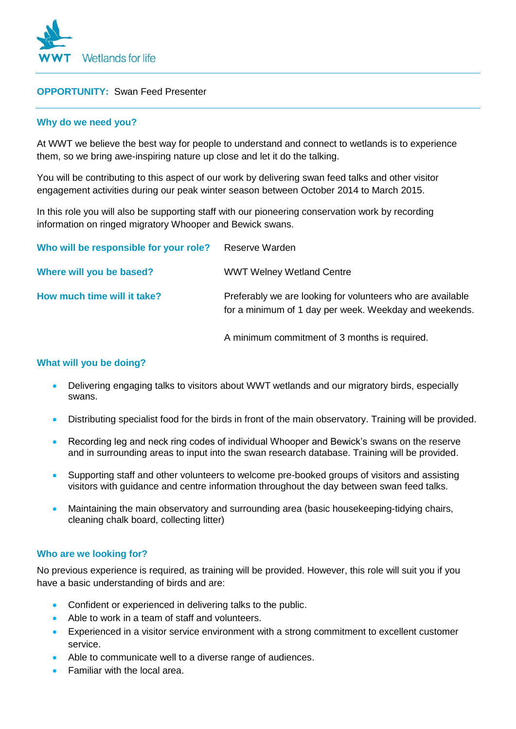WWT Wetlands for life

**OPPORTUNITY:** Swan Feed Presenter

## Why do we need you?

At WWT we believe the best way for people to understand and connect to wetlands is to experience them, so we bring awe-inspiring nature up close and let it do the talking.

You will be contributing to this aspect of our work by delivering swan feed talks and other visitor engagement activities during our peak winter season between October 2014 to March 2015.

In this role you will also be supporting staff with our pioneering conservation work by recording information on ringed migratory Whooper and Bewick swans.

**Who will be responsible for your role?** Reserve Warden

**Where will you be based?** WWT Welney Wetland Centre

**How much time will it take?** Preferably we are looking for volunteers who are available for a minimum of 1 day per week. Weekday and weekends.

A minimum commitment of 3 months is required.

## What will you be doing?

- Delivering engaging talks to visitors about WWT wetlands and our migratory birds, especially swans.
- Distributing specialist food for the birds in front of the main observatory. Training will be provided.
- Recording leg and neck ring codes of individual Whooper and Bewick's swans on the reserve and in surrounding areas to input into the swan research database. Training will be provided.
- Supporting staff and other volunteers to welcome pre-booked groups of visitors and assisting visitors with guidance and centre information throughout the day between swan feed talks.
- Maintaining the main observatory and surrounding area (basic housekeeping-tidying chairs, cleaning chalk board, collecting litter)

## Who are we looking for?

No previous experience is required, as training will be provided. However, this role will suit you if you have a basic understanding of birds and are:

- Confident or experienced in delivering talks to the public.
- Able to work in a team of staff and volunteers.
- Experienced in a visitor service environment with a strong commitment to excellent customer service.
- Able to communicate well to a diverse range of audiences.
- Familiar with the local area.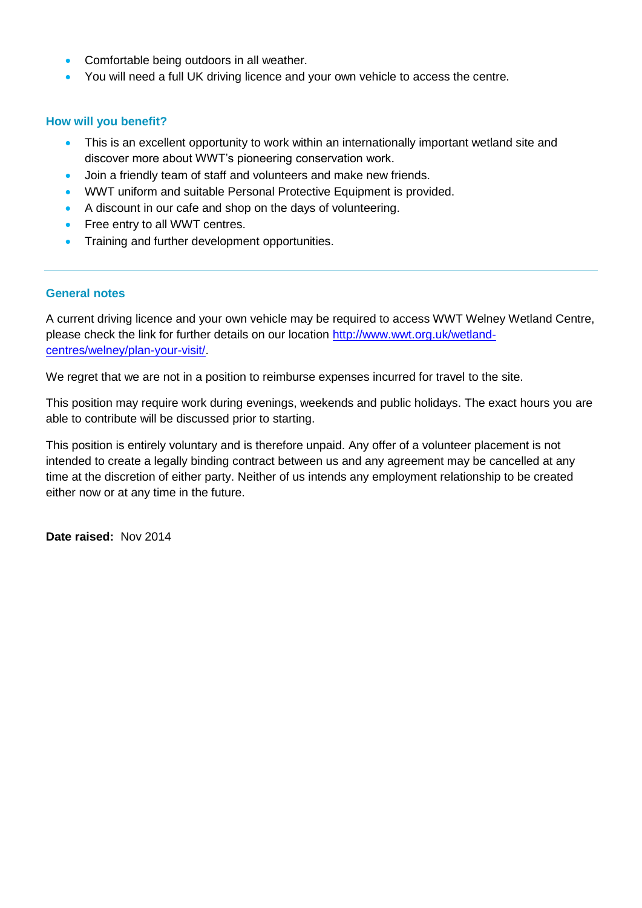- Comfortable being outdoors in all weather.
- You will need a full UK driving licence and your own vehicle to access the centre.

## How will you benefit?

- This is an excellent opportunity to work within an internationally important wetland site and discover more about WWT's pioneering conservation work.
- Join a friendly team of staff and volunteers and make new friends.
- WWT uniform and suitable Personal Protective Equipment is provided.
- A discount in our cafe and shop on the days of volunteering.
- Free entry to all WWT centres.
- Training and further development opportunities.

---

## General notes

A current driving licence and your own vehicle may be required to access WWT Welney Wetland Centre, please check the link for further details on our location [http://www.wwt.org.uk/wetland-centres/welney/plan-your-visit/](http://www.wwt.org.uk/wetland-centres/welney/plan-your-visit/).

We regret that we are not in a position to reimburse expenses incurred for travel to the site.

This position may require work during evenings, weekends and public holidays. The exact hours you are able to contribute will be discussed prior to starting.

This position is entirely voluntary and is therefore unpaid. Any offer of a volunteer placement is not intended to create a legally binding contract between us and any agreement may be cancelled at any time at the discretion of either party. Neither of us intends any employment relationship to be created either now or at any time in the future.

**Date raised:** Nov 2014